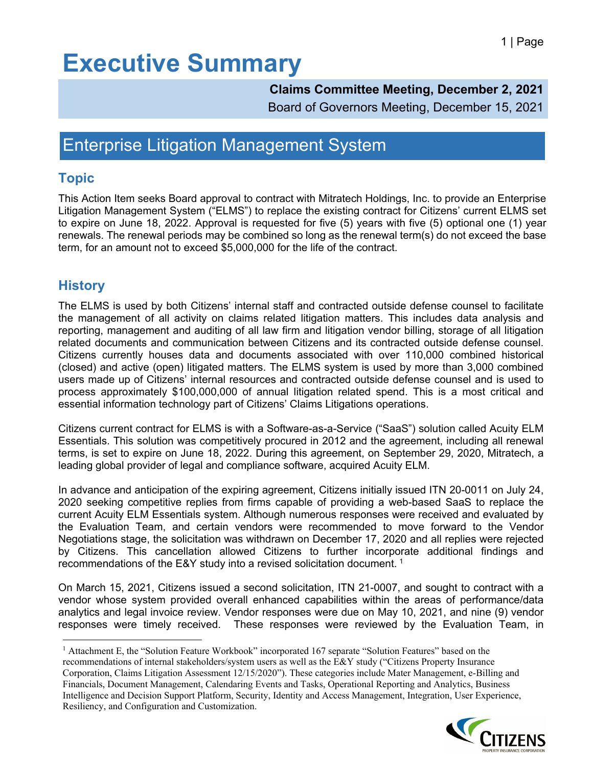# Executive Summary

**Claims Committee Meeting, December 2, 2021**
Board of Governors Meeting, December 15, 2021

## Enterprise Litigation Management System

### Topic

This Action Item seeks Board approval to contract with Mitratech Holdings, Inc. to provide an Enterprise Litigation Management System ("ELMS") to replace the existing contract for Citizens' current ELMS set to expire on June 18, 2022. Approval is requested for five (5) years with five (5) optional one (1) year renewals. The renewal periods may be combined so long as the renewal term(s) do not exceed the base term, for an amount not to exceed $5,000,000 for the life of the contract.

### History

The ELMS is used by both Citizens' internal staff and contracted outside defense counsel to facilitate the management of all activity on claims related litigation matters. This includes data analysis and reporting, management and auditing of all law firm and litigation vendor billing, storage of all litigation related documents and communication between Citizens and its contracted outside defense counsel. Citizens currently houses data and documents associated with over 110,000 combined historical (closed) and active (open) litigated matters. The ELMS system is used by more than 3,000 combined users made up of Citizens' internal resources and contracted outside defense counsel and is used to process approximately $100,000,000 of annual litigation related spend. This is a most critical and essential information technology part of Citizens' Claims Litigations operations.

Citizens current contract for ELMS is with a Software-as-a-Service ("SaaS") solution called Acuity ELM Essentials. This solution was competitively procured in 2012 and the agreement, including all renewal terms, is set to expire on June 18, 2022. During this agreement, on September 29, 2020, Mitratech, a leading global provider of legal and compliance software, acquired Acuity ELM.

In advance and anticipation of the expiring agreement, Citizens initially issued ITN 20-0011 on July 24, 2020 seeking competitive replies from firms capable of providing a web-based SaaS to replace the current Acuity ELM Essentials system. Although numerous responses were received and evaluated by the Evaluation Team, and certain vendors were recommended to move forward to the Vendor Negotiations stage, the solicitation was withdrawn on December 17, 2020 and all replies were rejected by Citizens. This cancellation allowed Citizens to further incorporate additional findings and recommendations of the E&Y study into a revised solicitation document. [1]

On March 15, 2021, Citizens issued a second solicitation, ITN 21-0007, and sought to contract with a vendor whose system provided overall enhanced capabilities within the areas of performance/data analytics and legal invoice review. Vendor responses were due on May 10, 2021, and nine (9) vendor responses were timely received. These responses were reviewed by the Evaluation Team, in

---

[1] Attachment E, the "Solution Feature Workbook" incorporated 167 separate "Solution Features" based on the recommendations of internal stakeholders/system users as well as the E&Y study ("Citizens Property Insurance Corporation, Claims Litigation Assessment 12/15/2020"). These categories include Mater Management, e-Billing and Financials, Document Management, Calendaring Events and Tasks, Operational Reporting and Analytics, Business Intelligence and Decision Support Platform, Security, Identity and Access Management, Integration, User Experience, Resiliency, and Configuration and Customization.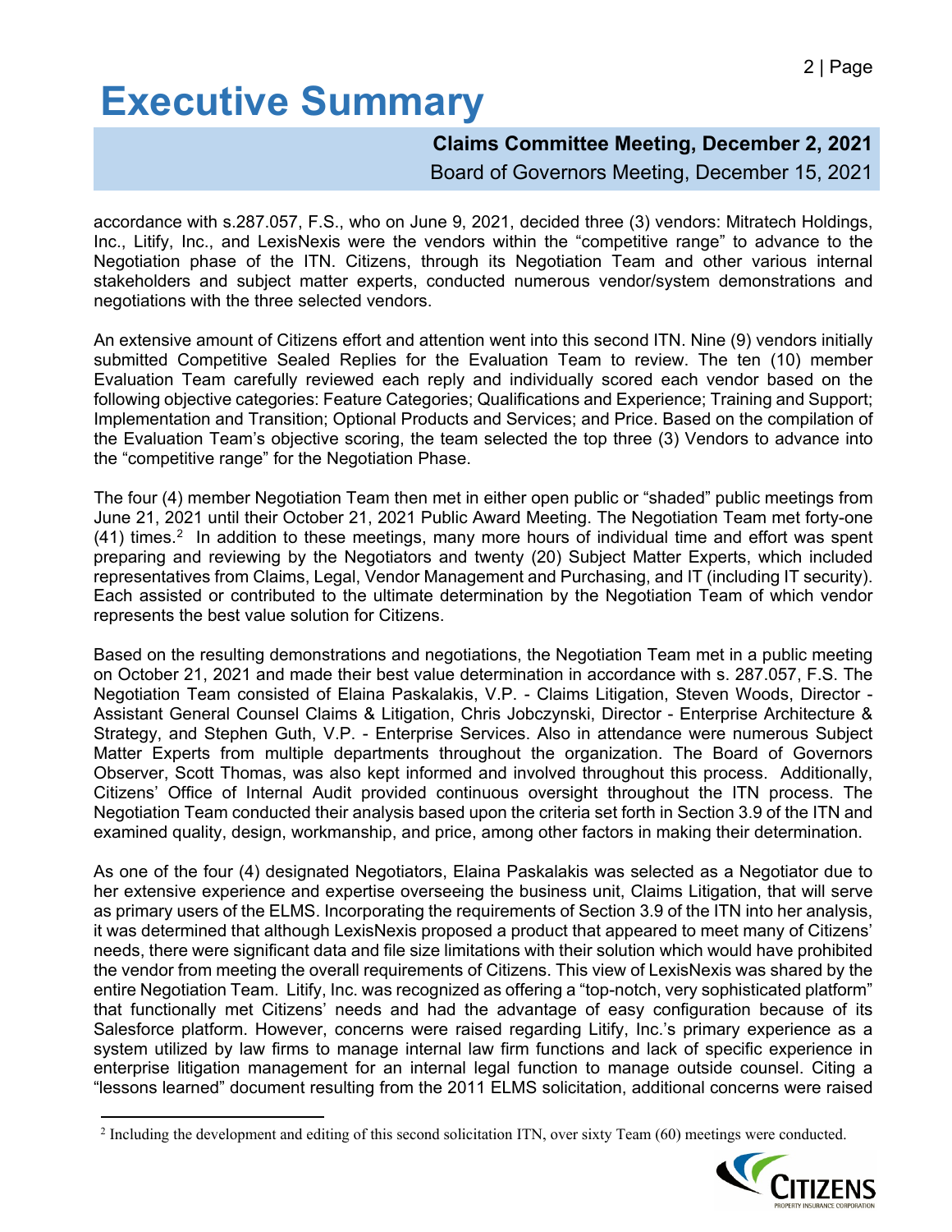# Executive Summary

**Claims Committee Meeting, December 2, 2021**
Board of Governors Meeting, December 15, 2021

accordance with s.287.057, F.S., who on June 9, 2021, decided three (3) vendors: Mitratech Holdings, Inc., Litify, Inc., and LexisNexis were the vendors within the "competitive range" to advance to the Negotiation phase of the ITN. Citizens, through its Negotiation Team and other various internal stakeholders and subject matter experts, conducted numerous vendor/system demonstrations and negotiations with the three selected vendors.

An extensive amount of Citizens effort and attention went into this second ITN. Nine (9) vendors initially submitted Competitive Sealed Replies for the Evaluation Team to review. The ten (10) member Evaluation Team carefully reviewed each reply and individually scored each vendor based on the following objective categories: Feature Categories; Qualifications and Experience; Training and Support; Implementation and Transition; Optional Products and Services; and Price. Based on the compilation of the Evaluation Team's objective scoring, the team selected the top three (3) Vendors to advance into the "competitive range" for the Negotiation Phase.

The four (4) member Negotiation Team then met in either open public or "shaded" public meetings from June 21, 2021 until their October 21, 2021 Public Award Meeting. The Negotiation Team met forty-one (41) times.[2] In addition to these meetings, many more hours of individual time and effort was spent preparing and reviewing by the Negotiators and twenty (20) Subject Matter Experts, which included representatives from Claims, Legal, Vendor Management and Purchasing, and IT (including IT security). Each assisted or contributed to the ultimate determination by the Negotiation Team of which vendor represents the best value solution for Citizens.

Based on the resulting demonstrations and negotiations, the Negotiation Team met in a public meeting on October 21, 2021 and made their best value determination in accordance with s. 287.057, F.S. The Negotiation Team consisted of Elaina Paskalakis, V.P. - Claims Litigation, Steven Woods, Director - Assistant General Counsel Claims & Litigation, Chris Jobczynski, Director - Enterprise Architecture & Strategy, and Stephen Guth, V.P. - Enterprise Services. Also in attendance were numerous Subject Matter Experts from multiple departments throughout the organization. The Board of Governors Observer, Scott Thomas, was also kept informed and involved throughout this process. Additionally, Citizens' Office of Internal Audit provided continuous oversight throughout the ITN process. The Negotiation Team conducted their analysis based upon the criteria set forth in Section 3.9 of the ITN and examined quality, design, workmanship, and price, among other factors in making their determination.

As one of the four (4) designated Negotiators, Elaina Paskalakis was selected as a Negotiator due to her extensive experience and expertise overseeing the business unit, Claims Litigation, that will serve as primary users of the ELMS. Incorporating the requirements of Section 3.9 of the ITN into her analysis, it was determined that although LexisNexis proposed a product that appeared to meet many of Citizens' needs, there were significant data and file size limitations with their solution which would have prohibited the vendor from meeting the overall requirements of Citizens. This view of LexisNexis was shared by the entire Negotiation Team. Litify, Inc. was recognized as offering a "top-notch, very sophisticated platform" that functionally met Citizens' needs and had the advantage of easy configuration because of its Salesforce platform. However, concerns were raised regarding Litify, Inc.'s primary experience as a system utilized by law firms to manage internal law firm functions and lack of specific experience in enterprise litigation management for an internal legal function to manage outside counsel. Citing a "lessons learned" document resulting from the 2011 ELMS solicitation, additional concerns were raised

[2] Including the development and editing of this second solicitation ITN, over sixty Team (60) meetings were conducted.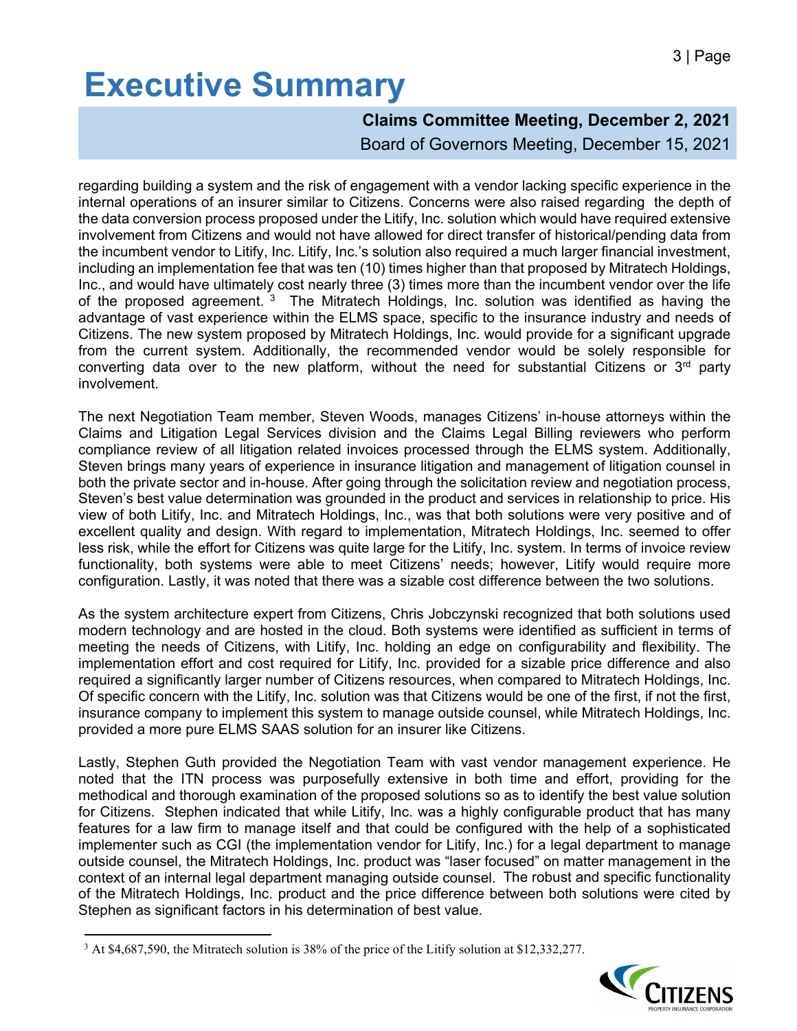# Executive Summary

**Claims Committee Meeting, December 2, 2021**
Board of Governors Meeting, December 15, 2021

regarding building a system and the risk of engagement with a vendor lacking specific experience in the internal operations of an insurer similar to Citizens. Concerns were also raised regarding the depth of the data conversion process proposed under the Litify, Inc. solution which would have required extensive involvement from Citizens and would not have allowed for direct transfer of historical/pending data from the incumbent vendor to Litify, Inc. Litify, Inc.'s solution also required a much larger financial investment, including an implementation fee that was ten (10) times higher than that proposed by Mitratech Holdings, Inc., and would have ultimately cost nearly three (3) times more than the incumbent vendor over the life of the proposed agreement. [3] The Mitratech Holdings, Inc. solution was identified as having the advantage of vast experience within the ELMS space, specific to the insurance industry and needs of Citizens. The new system proposed by Mitratech Holdings, Inc. would provide for a significant upgrade from the current system. Additionally, the recommended vendor would be solely responsible for converting data over to the new platform, without the need for substantial Citizens or 3rd party involvement.

The next Negotiation Team member, Steven Woods, manages Citizens' in-house attorneys within the Claims and Litigation Legal Services division and the Claims Legal Billing reviewers who perform compliance review of all litigation related invoices processed through the ELMS system. Additionally, Steven brings many years of experience in insurance litigation and management of litigation counsel in both the private sector and in-house. After going through the solicitation review and negotiation process, Steven's best value determination was grounded in the product and services in relationship to price. His view of both Litify, Inc. and Mitratech Holdings, Inc., was that both solutions were very positive and of excellent quality and design. With regard to implementation, Mitratech Holdings, Inc. seemed to offer less risk, while the effort for Citizens was quite large for the Litify, Inc. system. In terms of invoice review functionality, both systems were able to meet Citizens' needs; however, Litify would require more configuration. Lastly, it was noted that there was a sizable cost difference between the two solutions.

As the system architecture expert from Citizens, Chris Jobczynski recognized that both solutions used modern technology and are hosted in the cloud. Both systems were identified as sufficient in terms of meeting the needs of Citizens, with Litify, Inc. holding an edge on configurability and flexibility. The implementation effort and cost required for Litify, Inc. provided for a sizable price difference and also required a significantly larger number of Citizens resources, when compared to Mitratech Holdings, Inc. Of specific concern with the Litify, Inc. solution was that Citizens would be one of the first, if not the first, insurance company to implement this system to manage outside counsel, while Mitratech Holdings, Inc. provided a more pure ELMS SAAS solution for an insurer like Citizens.

Lastly, Stephen Guth provided the Negotiation Team with vast vendor management experience. He noted that the ITN process was purposefully extensive in both time and effort, providing for the methodical and thorough examination of the proposed solutions so as to identify the best value solution for Citizens. Stephen indicated that while Litify, Inc. was a highly configurable product that has many features for a law firm to manage itself and that could be configured with the help of a sophisticated implementer such as CGI (the implementation vendor for Litify, Inc.) for a legal department to manage outside counsel, the Mitratech Holdings, Inc. product was "laser focused" on matter management in the context of an internal legal department managing outside counsel. The robust and specific functionality of the Mitratech Holdings, Inc. product and the price difference between both solutions were cited by Stephen as significant factors in his determination of best value.

[3] At $4,687,590, the Mitratech solution is 38% of the price of the Litify solution at $12,332,277.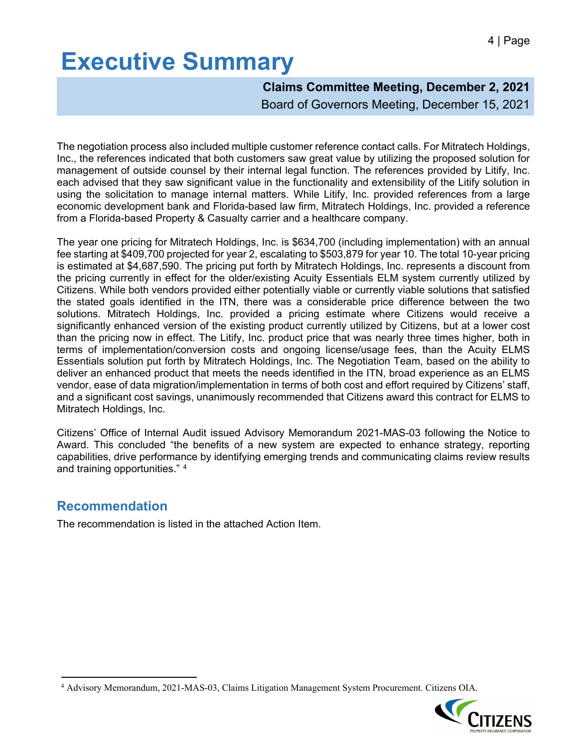# Executive Summary

**Claims Committee Meeting, December 2, 2021**
Board of Governors Meeting, December 15, 2021

The negotiation process also included multiple customer reference contact calls. For Mitratech Holdings, Inc., the references indicated that both customers saw great value by utilizing the proposed solution for management of outside counsel by their internal legal function. The references provided by Litify, Inc. each advised that they saw significant value in the functionality and extensibility of the Litify solution in using the solicitation to manage internal matters. While Litify, Inc. provided references from a large economic development bank and Florida-based law firm, Mitratech Holdings, Inc. provided a reference from a Florida-based Property & Casualty carrier and a healthcare company.

The year one pricing for Mitratech Holdings, Inc. is $634,700 (including implementation) with an annual fee starting at $409,700 projected for year 2, escalating to $503,879 for year 10. The total 10-year pricing is estimated at $4,687,590. The pricing put forth by Mitratech Holdings, Inc. represents a discount from the pricing currently in effect for the older/existing Acuity Essentials ELM system currently utilized by Citizens. While both vendors provided either potentially viable or currently viable solutions that satisfied the stated goals identified in the ITN, there was a considerable price difference between the two solutions. Mitratech Holdings, Inc. provided a pricing estimate where Citizens would receive a significantly enhanced version of the existing product currently utilized by Citizens, but at a lower cost than the pricing now in effect. The Litify, Inc. product price that was nearly three times higher, both in terms of implementation/conversion costs and ongoing license/usage fees, than the Acuity ELMS Essentials solution put forth by Mitratech Holdings, Inc. The Negotiation Team, based on the ability to deliver an enhanced product that meets the needs identified in the ITN, broad experience as an ELMS vendor, ease of data migration/implementation in terms of both cost and effort required by Citizens' staff, and a significant cost savings, unanimously recommended that Citizens award this contract for ELMS to Mitratech Holdings, Inc.

Citizens' Office of Internal Audit issued Advisory Memorandum 2021-MAS-03 following the Notice to Award. This concluded "the benefits of a new system are expected to enhance strategy, reporting capabilities, drive performance by identifying emerging trends and communicating claims review results and training opportunities." [4]

## Recommendation

The recommendation is listed in the attached Action Item.

[4] Advisory Memorandum, 2021-MAS-03, Claims Litigation Management System Procurement. Citizens OIA.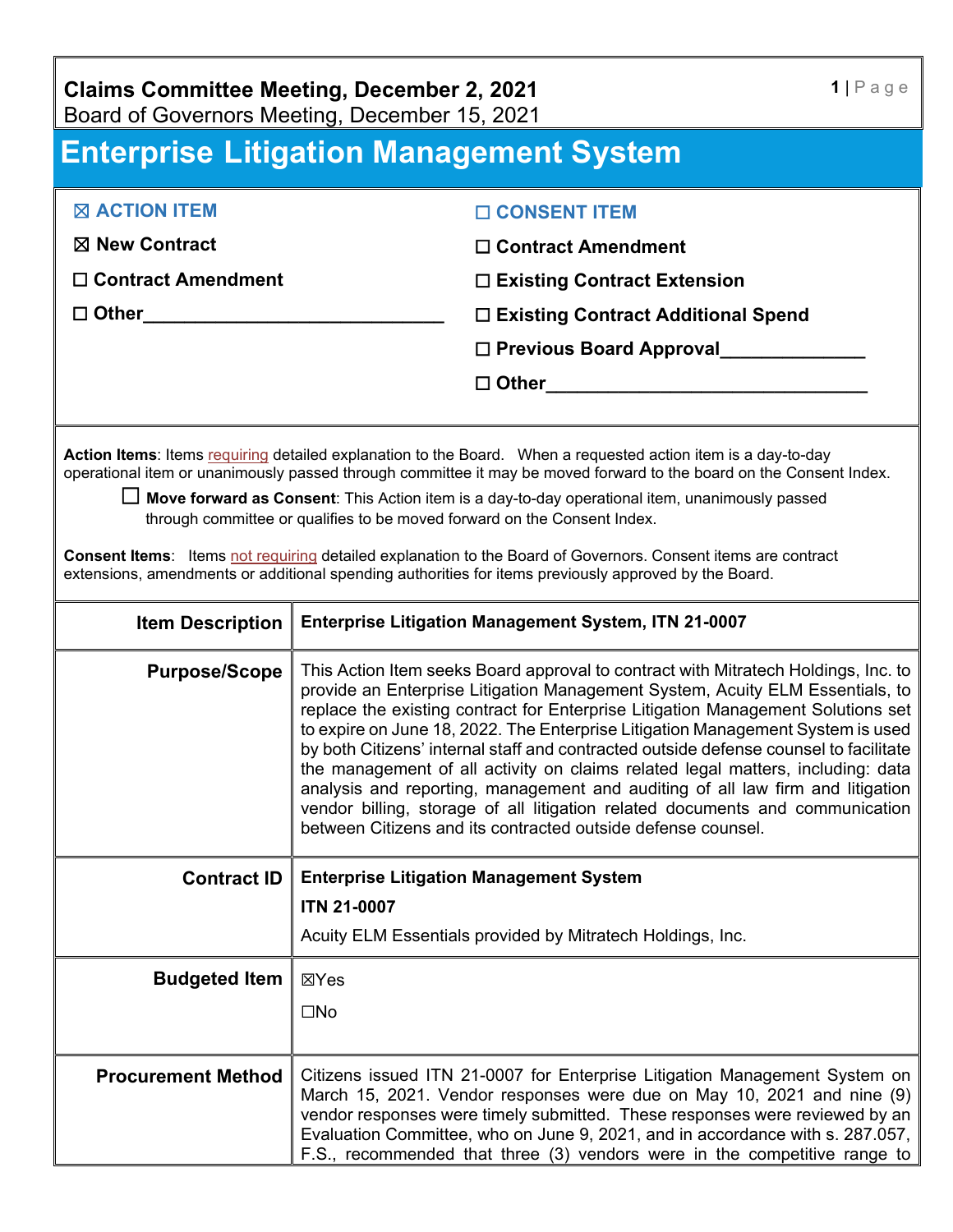**Claims Committee Meeting, December 2, 2021**
Board of Governors Meeting, December 15, 2021

# Enterprise Litigation Management System

| | |
|---|---|
| ☒ **ACTION ITEM** | ☐ **CONSENT ITEM** |
| ☒ **New Contract** | ☐ **Contract Amendment** |
| ☐ **Contract Amendment** | ☐ **Existing Contract Extension** |
| ☐ **Other**_____________________________ | ☐ **Existing Contract Additional Spend** |
| | ☐ **Previous Board Approval**_____________ |
| | ☐ **Other**_______________________________ |

**Action Items**: Items requiring detailed explanation to the Board. When a requested action item is a day-to-day operational item or unanimously passed through committee it may be moved forward to the board on the Consent Index.

☐ **Move forward as Consent**: This Action item is a day-to-day operational item, unanimously passed through committee or qualifies to be moved forward on the Consent Index.

**Consent Items**: Items not requiring detailed explanation to the Board of Governors. Consent items are contract extensions, amendments or additional spending authorities for items previously approved by the Board.

| | |
|---|---|
| **Item Description** | **Enterprise Litigation Management System, ITN 21-0007** |
| **Purpose/Scope** | This Action Item seeks Board approval to contract with Mitratech Holdings, Inc. to provide an Enterprise Litigation Management System, Acuity ELM Essentials, to replace the existing contract for Enterprise Litigation Management Solutions set to expire on June 18, 2022. The Enterprise Litigation Management System is used by both Citizens' internal staff and contracted outside defense counsel to facilitate the management of all activity on claims related legal matters, including: data analysis and reporting, management and auditing of all law firm and litigation vendor billing, storage of all litigation related documents and communication between Citizens and its contracted outside defense counsel. |
| **Contract ID** | **Enterprise Litigation Management System**<br>**ITN 21-0007**<br>Acuity ELM Essentials provided by Mitratech Holdings, Inc. |
| **Budgeted Item** | ☒Yes<br>☐No |
| **Procurement Method** | Citizens issued ITN 21-0007 for Enterprise Litigation Management System on March 15, 2021. Vendor responses were due on May 10, 2021 and nine (9) vendor responses were timely submitted. These responses were reviewed by an Evaluation Committee, who on June 9, 2021, and in accordance with s. 287.057, F.S., recommended that three (3) vendors were in the competitive range to |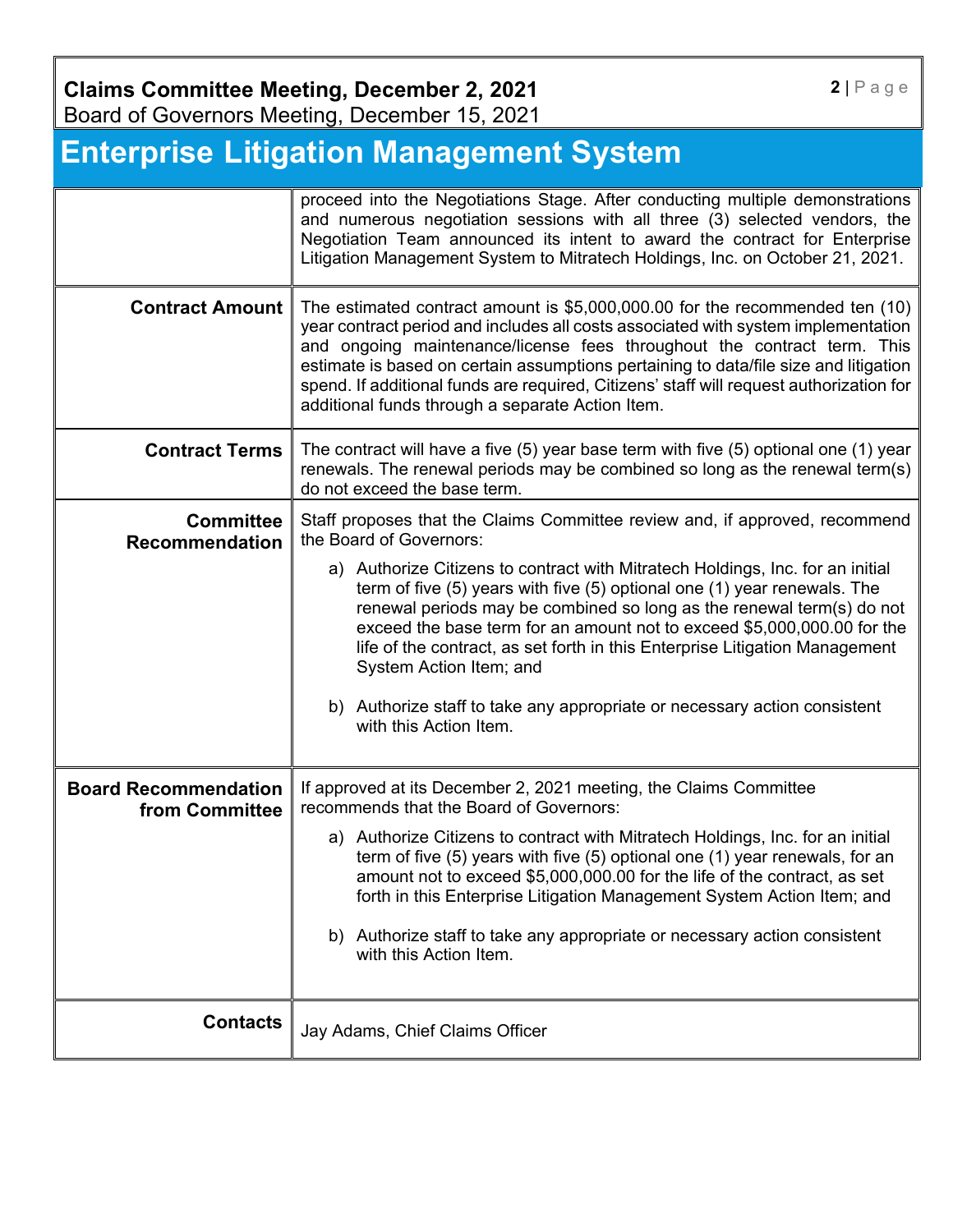# Enterprise Litigation Management System

| | |
|---|---|
| | proceed into the Negotiations Stage. After conducting multiple demonstrations and numerous negotiation sessions with all three (3) selected vendors, the Negotiation Team announced its intent to award the contract for Enterprise Litigation Management System to Mitratech Holdings, Inc. on October 21, 2021. |
| **Contract Amount** | The estimated contract amount is $5,000,000.00 for the recommended ten (10) year contract period and includes all costs associated with system implementation and ongoing maintenance/license fees throughout the contract term. This estimate is based on certain assumptions pertaining to data/file size and litigation spend. If additional funds are required, Citizens' staff will request authorization for additional funds through a separate Action Item. |
| **Contract Terms** | The contract will have a five (5) year base term with five (5) optional one (1) year renewals. The renewal periods may be combined so long as the renewal term(s) do not exceed the base term. |
| **Committee Recommendation** | Staff proposes that the Claims Committee review and, if approved, recommend the Board of Governors:<br><br>a) Authorize Citizens to contract with Mitratech Holdings, Inc. for an initial term of five (5) years with five (5) optional one (1) year renewals. The renewal periods may be combined so long as the renewal term(s) do not exceed the base term for an amount not to exceed $5,000,000.00 for the life of the contract, as set forth in this Enterprise Litigation Management System Action Item; and<br><br>b) Authorize staff to take any appropriate or necessary action consistent with this Action Item. |
| **Board Recommendation from Committee** | If approved at its December 2, 2021 meeting, the Claims Committee recommends that the Board of Governors:<br><br>a) Authorize Citizens to contract with Mitratech Holdings, Inc. for an initial term of five (5) years with five (5) optional one (1) year renewals, for an amount not to exceed $5,000,000.00 for the life of the contract, as set forth in this Enterprise Litigation Management System Action Item; and<br><br>b) Authorize staff to take any appropriate or necessary action consistent with this Action Item. |
| **Contacts** | Jay Adams, Chief Claims Officer |